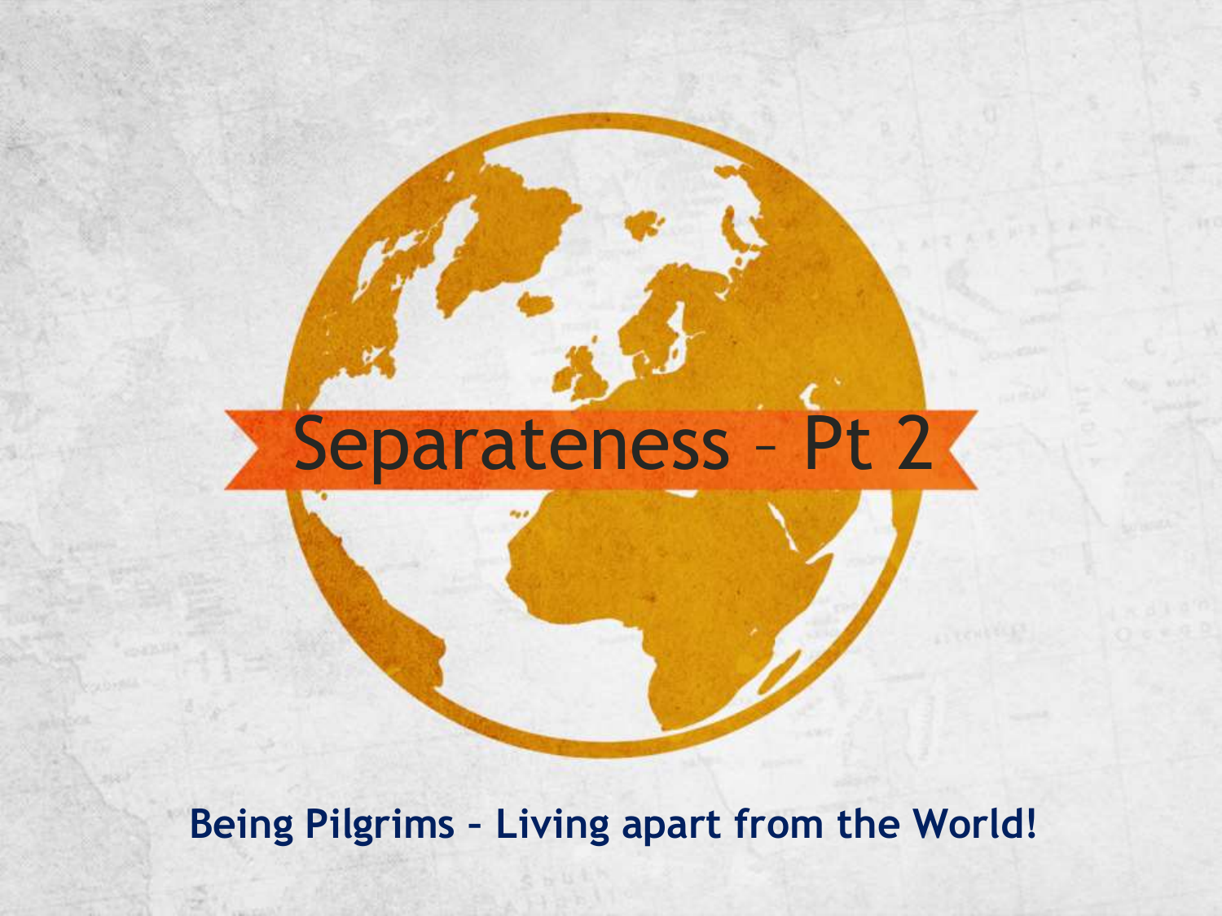# Separateness – Pt 2

**Being Pilgrims – Living apart from the World!**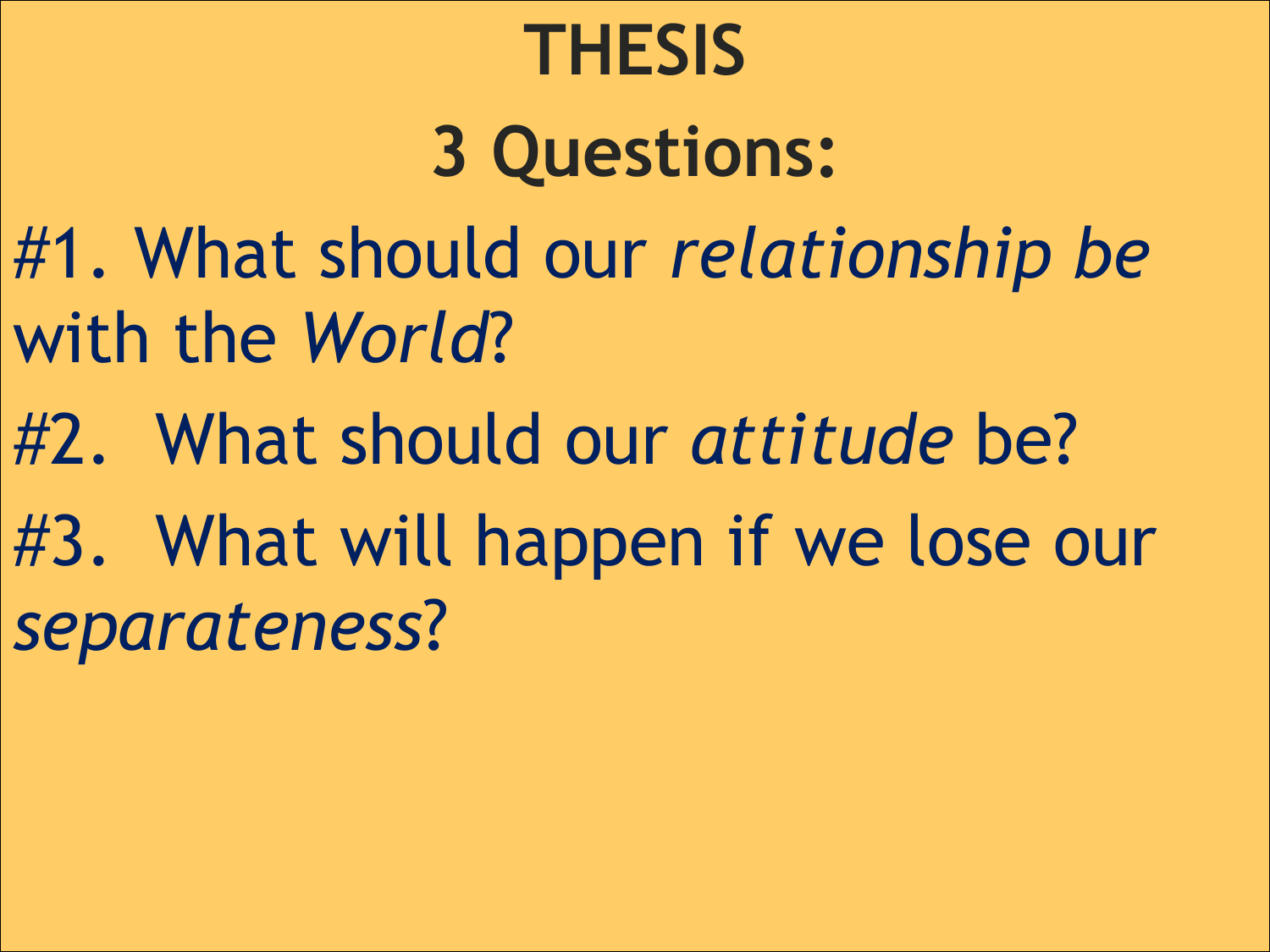# THESIS

## 3 Questions:

#1. What should our *relationship be* with the *World*?

#2. What should our *attitude* be?

#3. What will happen if we lose our *separateness*?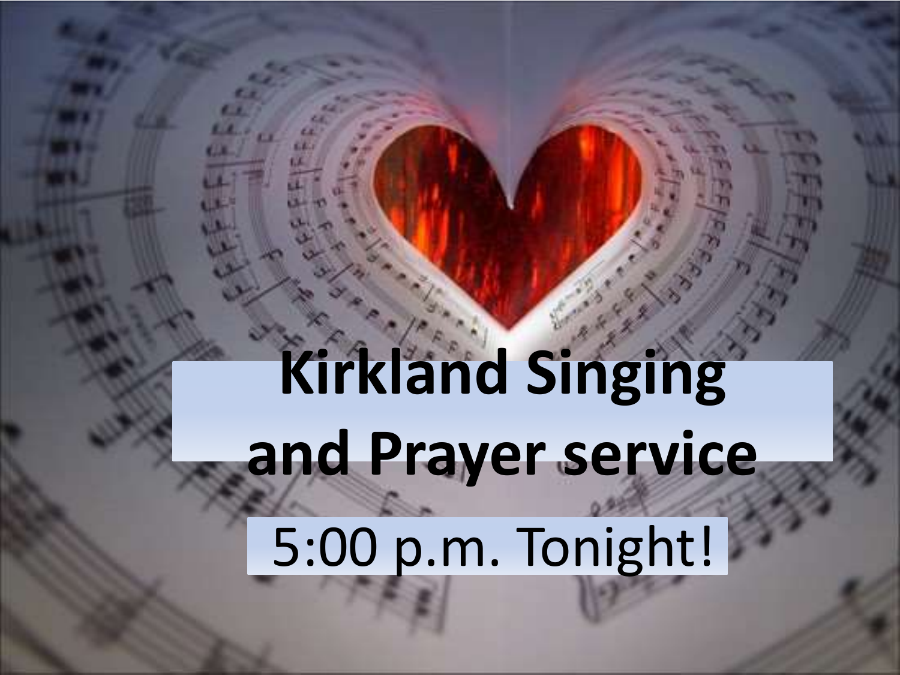# Kirkland Singing and Prayer service

5:00 p.m. Tonight!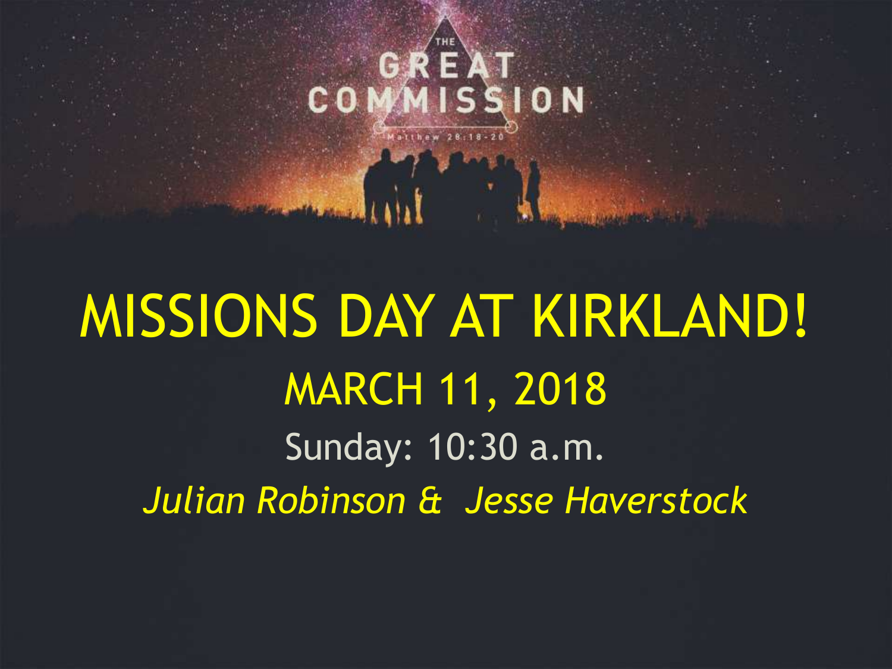THE GREAT COMMISSION

Matthew 28:18-20

# MISSIONS DAY AT KIRKLAND!

## MARCH 11, 2018

Sunday: 10:30 a.m.

*Julian Robinson & Jesse Haverstock*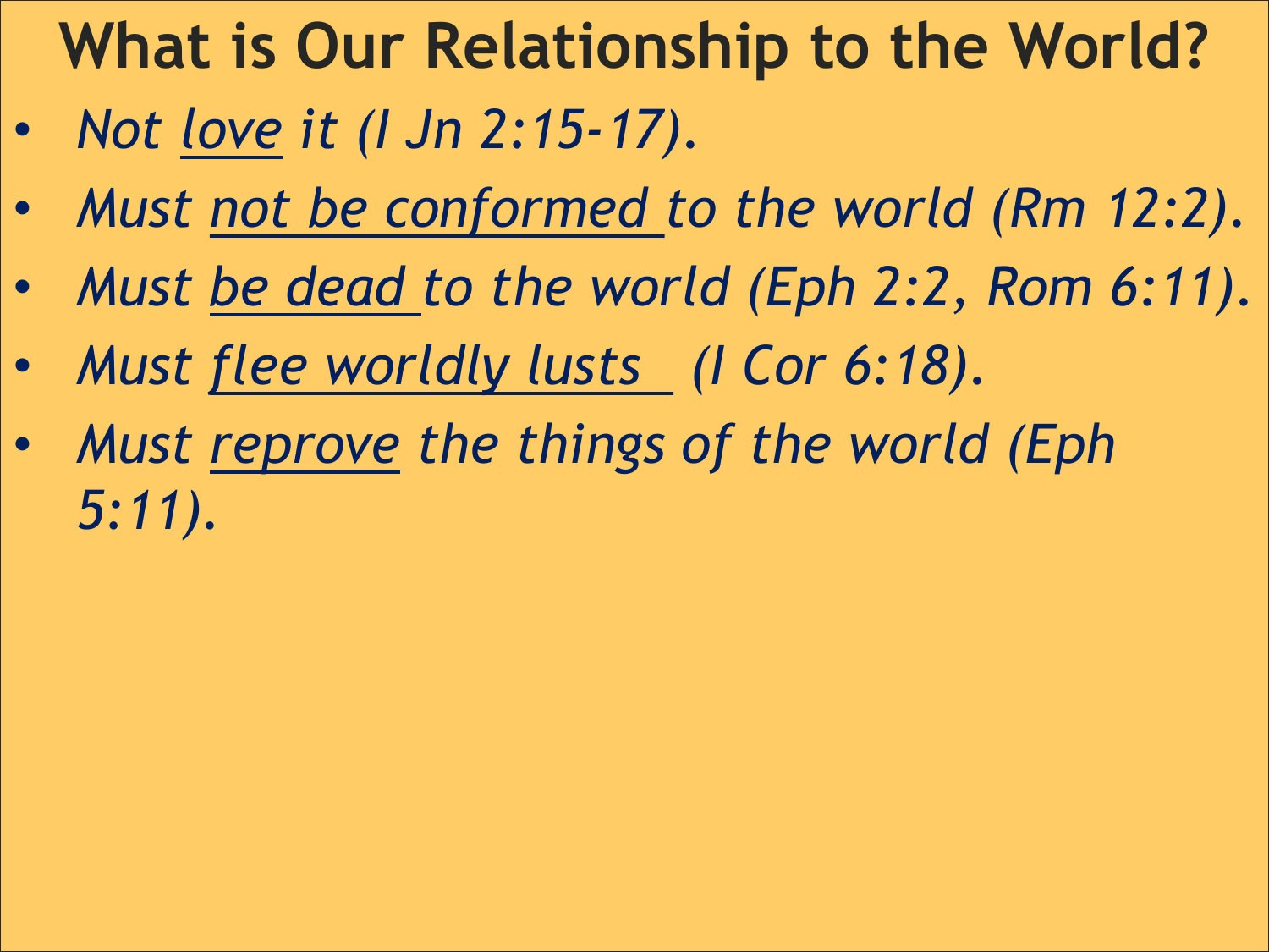# What is Our Relationship to the World?

- *Not <u>love</u> it (I Jn 2:15-17).*
- *Must <u>not be conformed</u> to the world (Rm 12:2).*
- *Must <u>be dead</u> to the world (Eph 2:2, Rom 6:11).*
- *Must <u>flee worldly lusts</u> (I Cor 6:18).*
- *Must <u>reprove</u> the things of the world (Eph 5:11).*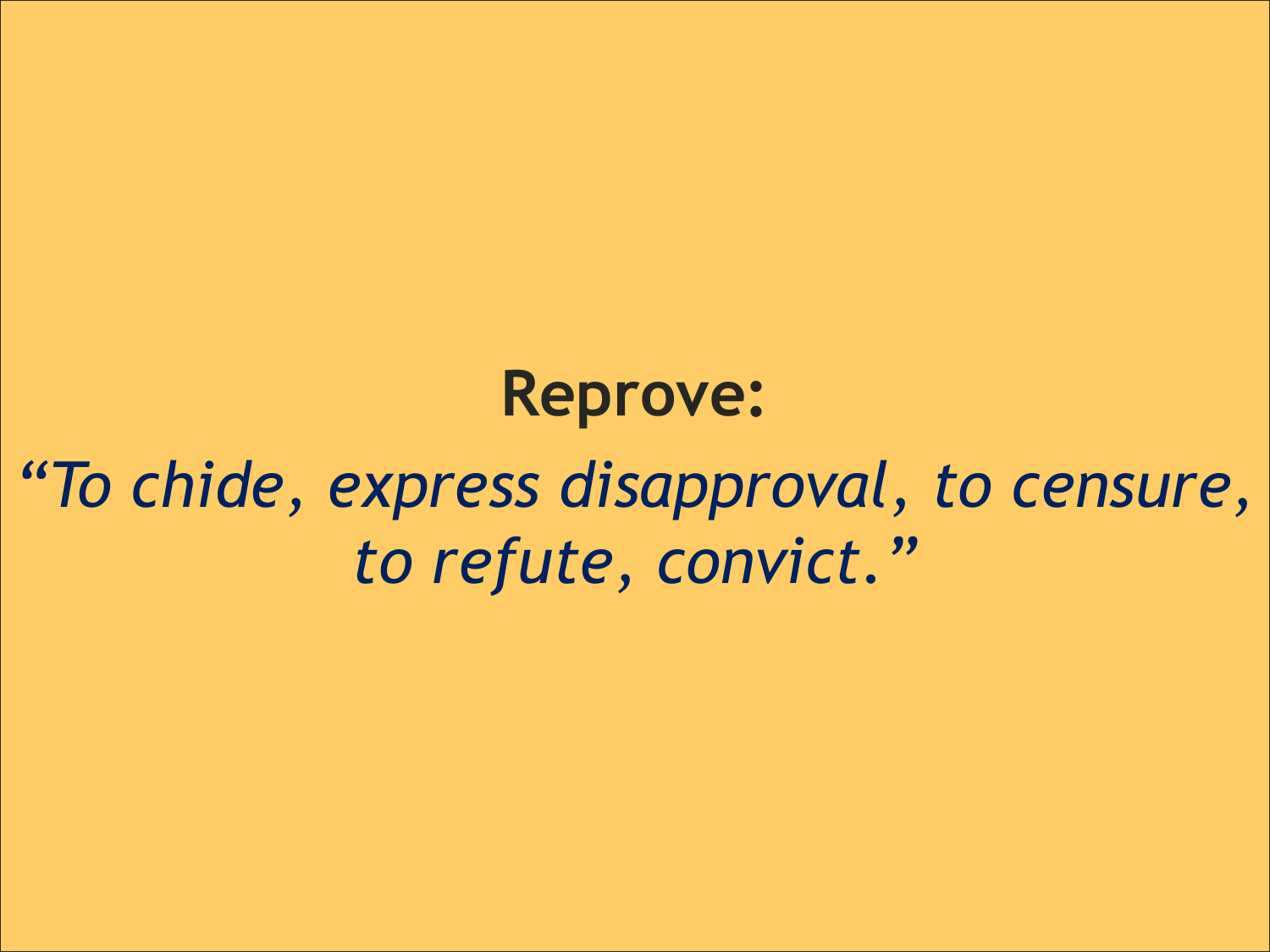**Reprove:**

*“To chide, express disapproval, to censure, to refute, convict.”*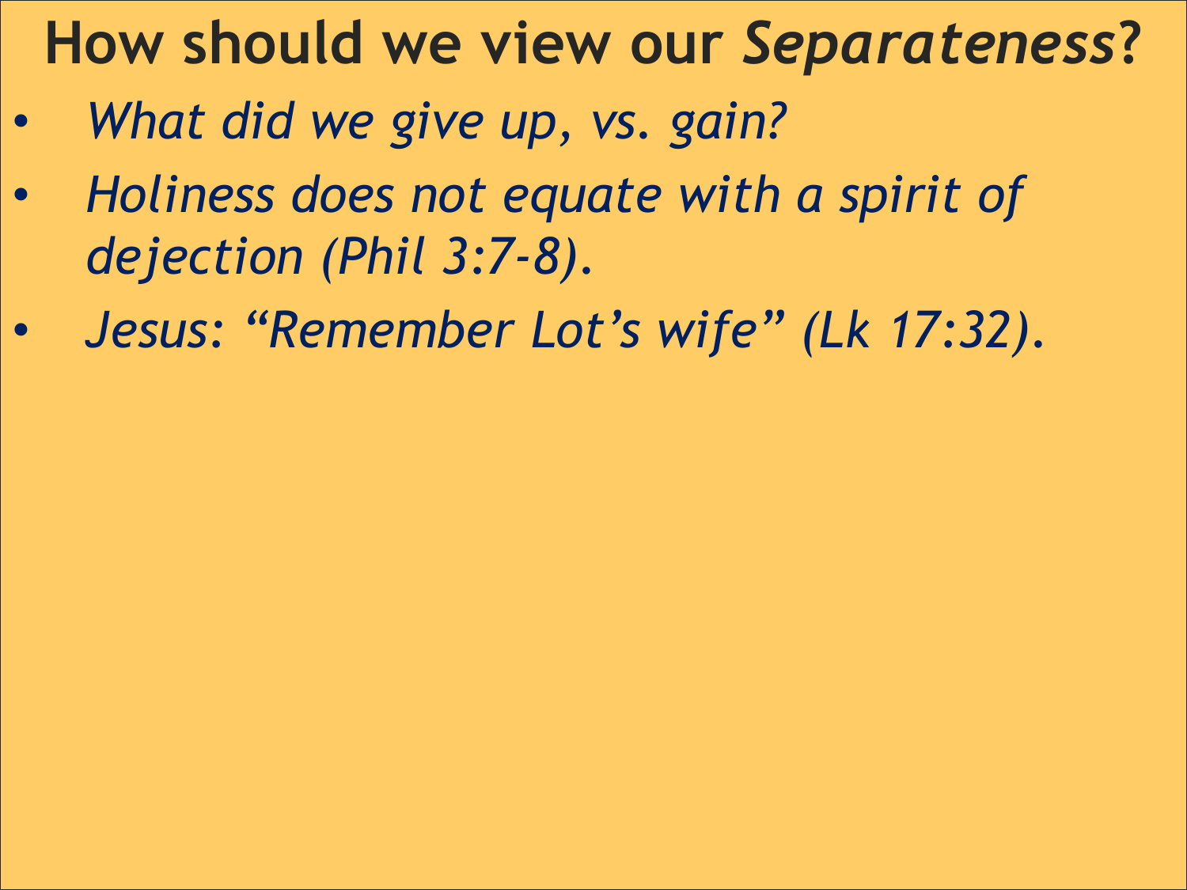# How should we view our *Separateness*?

- *What did we give up, vs. gain?*
- *Holiness does not equate with a spirit of dejection (Phil 3:7-8).*
- *Jesus: “Remember Lot’s wife” (Lk 17:32).*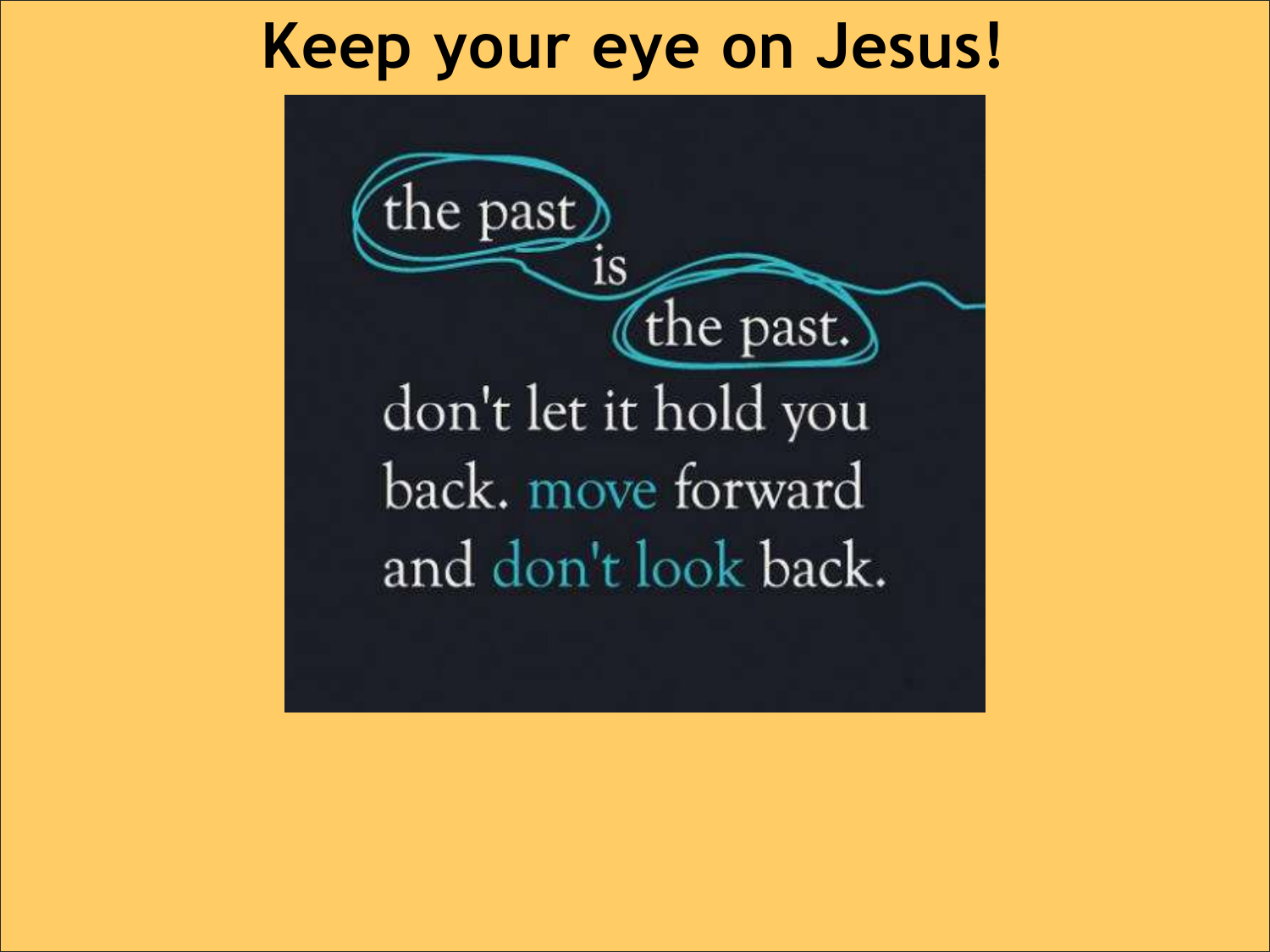# Keep your eye on Jesus!

the past is the past.

don't let it hold you back. move forward and don't look back.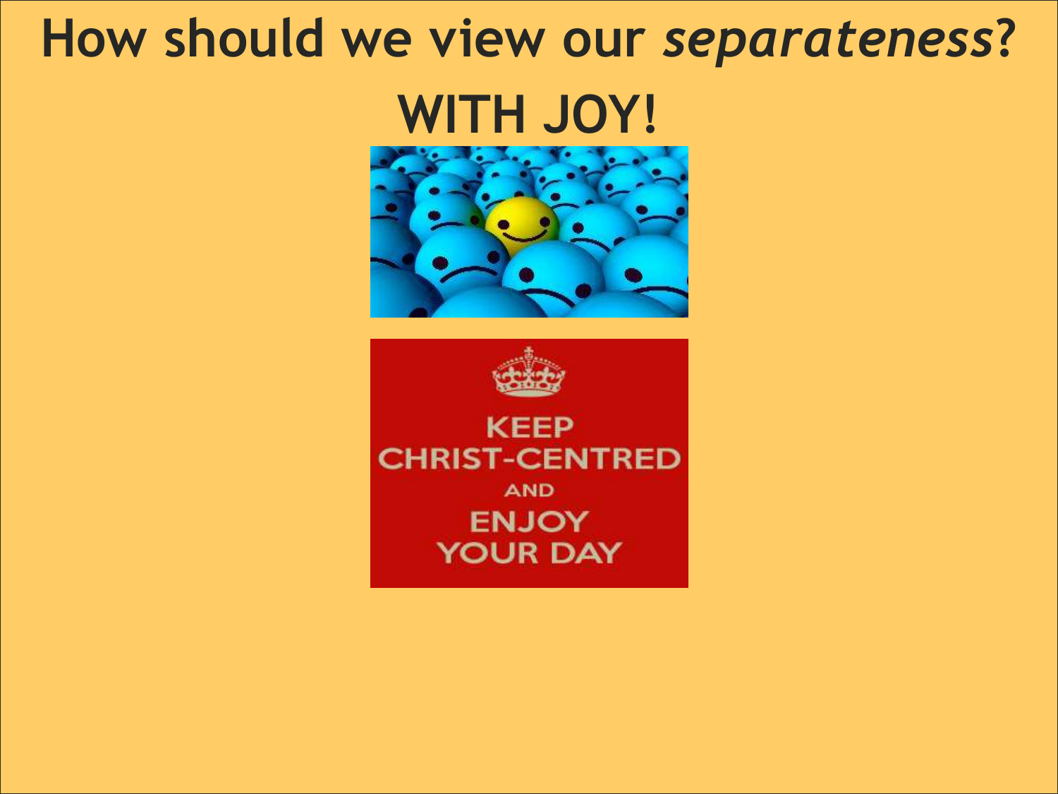# How should we view our *separateness*?

## WITH JOY!

KEEP
CHRIST-CENTRED
AND
ENJOY
YOUR DAY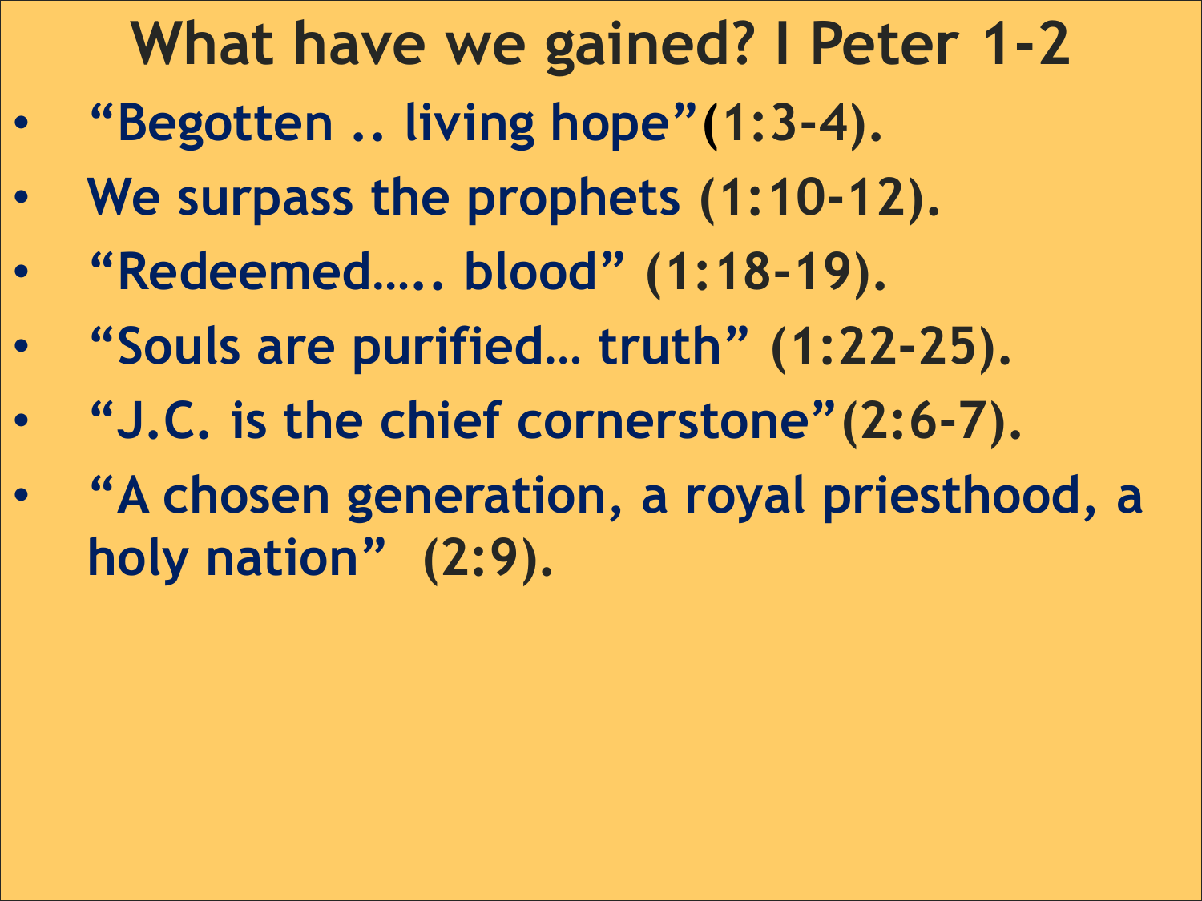# What have we gained? I Peter 1-2

- "Begotten .. living hope"(1:3-4).
- We surpass the prophets (1:10-12).
- "Redeemed….. blood" (1:18-19).
- "Souls are purified… truth" (1:22-25).
- "J.C. is the chief cornerstone"(2:6-7).
- "A chosen generation, a royal priesthood, a holy nation" (2:9).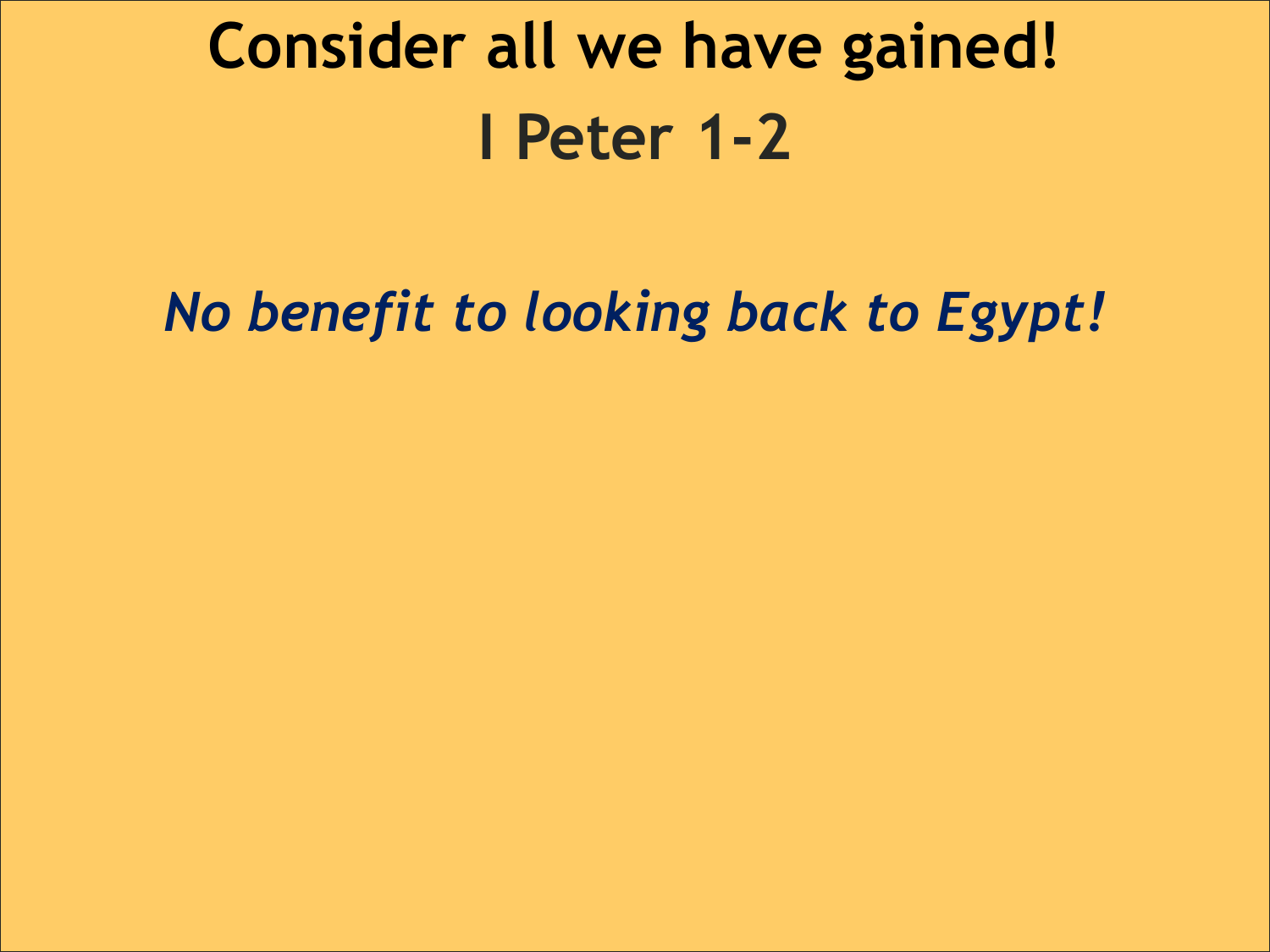# Consider all we have gained!

## I Peter 1-2

***No benefit to looking back to Egypt!***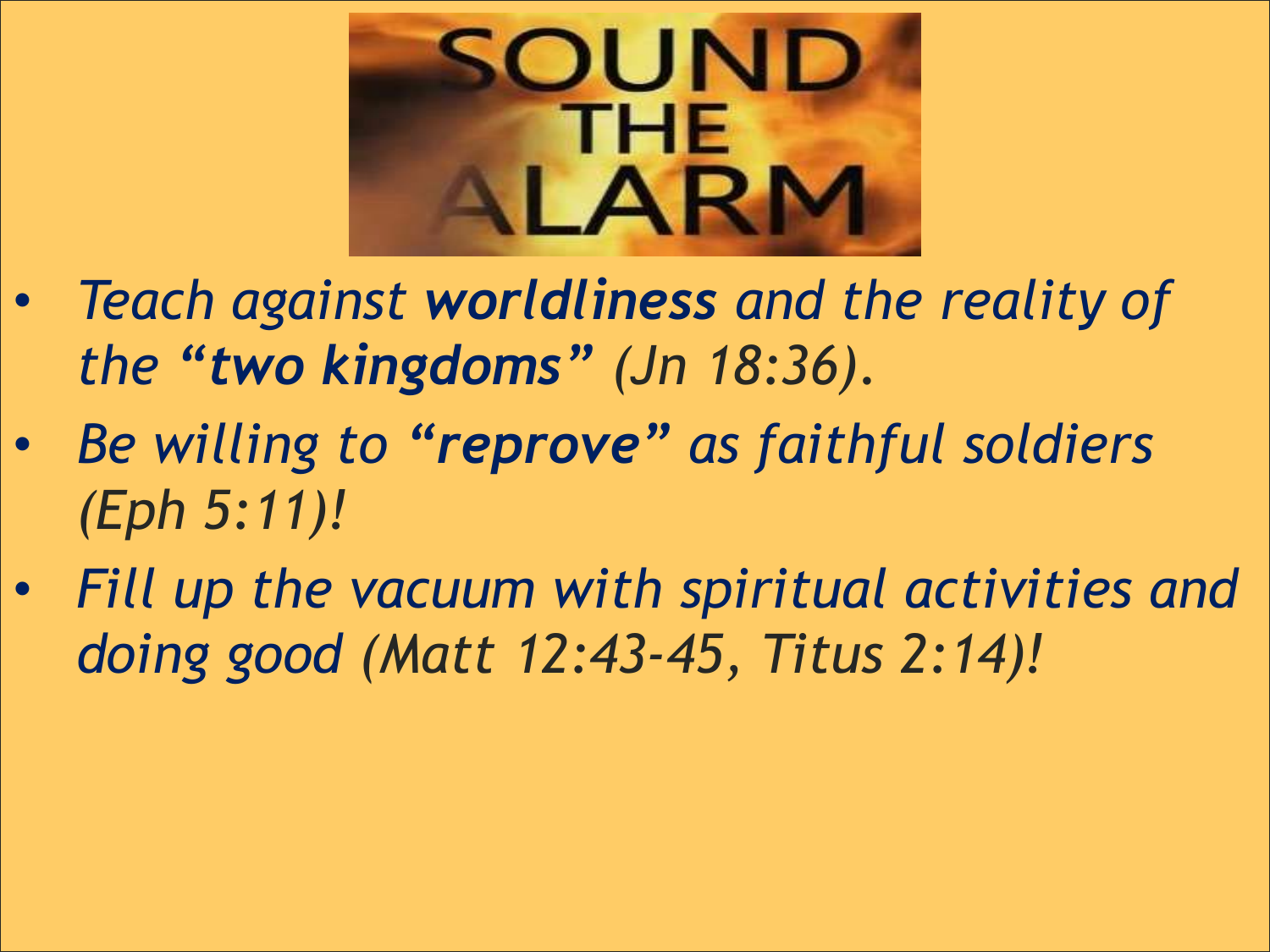# SOUND THE ALARM

- *Teach against **worldliness** and the reality of the "**two kingdoms**" (Jn 18:36).*
- *Be willing to "**reprove**" as faithful soldiers (Eph 5:11)!*
- *Fill up the vacuum with spiritual activities and doing good (Matt 12:43-45, Titus 2:14)!*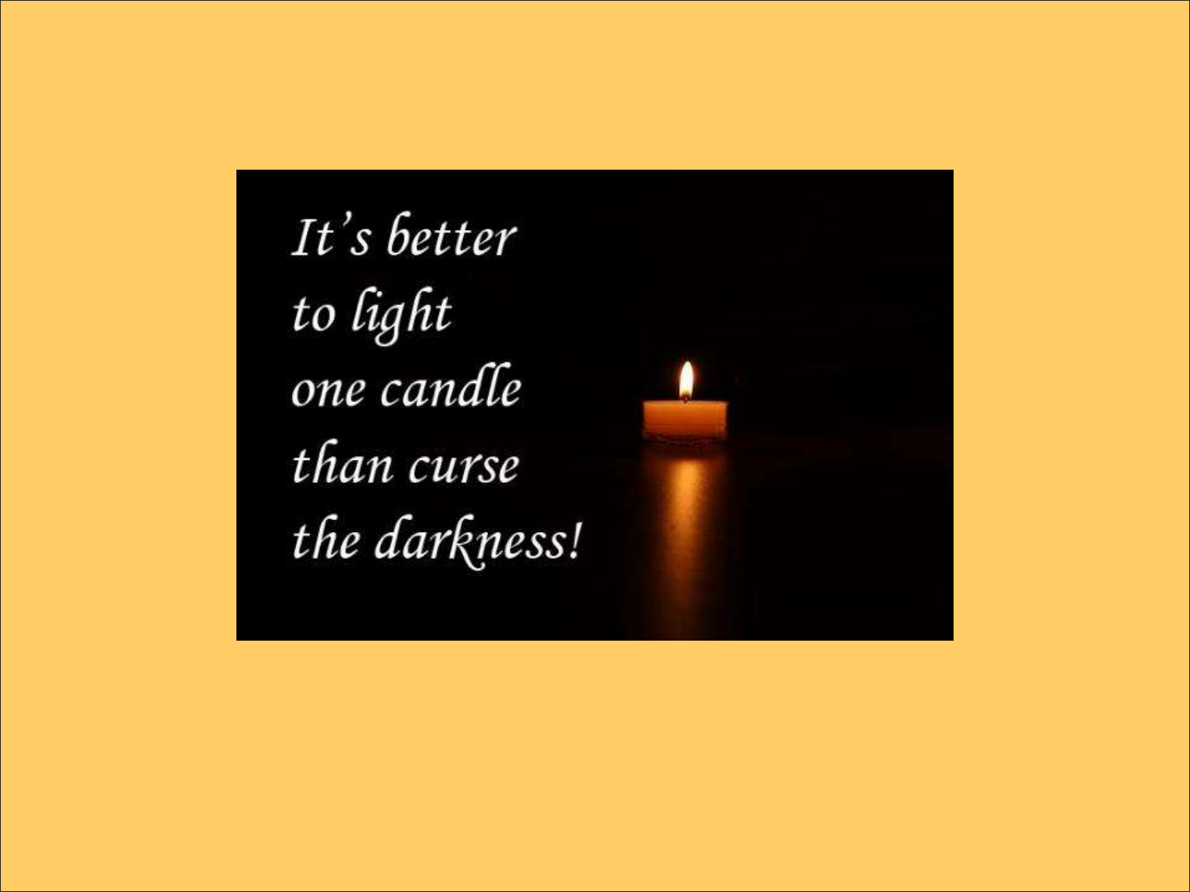*It's better to light one candle than curse the darkness!*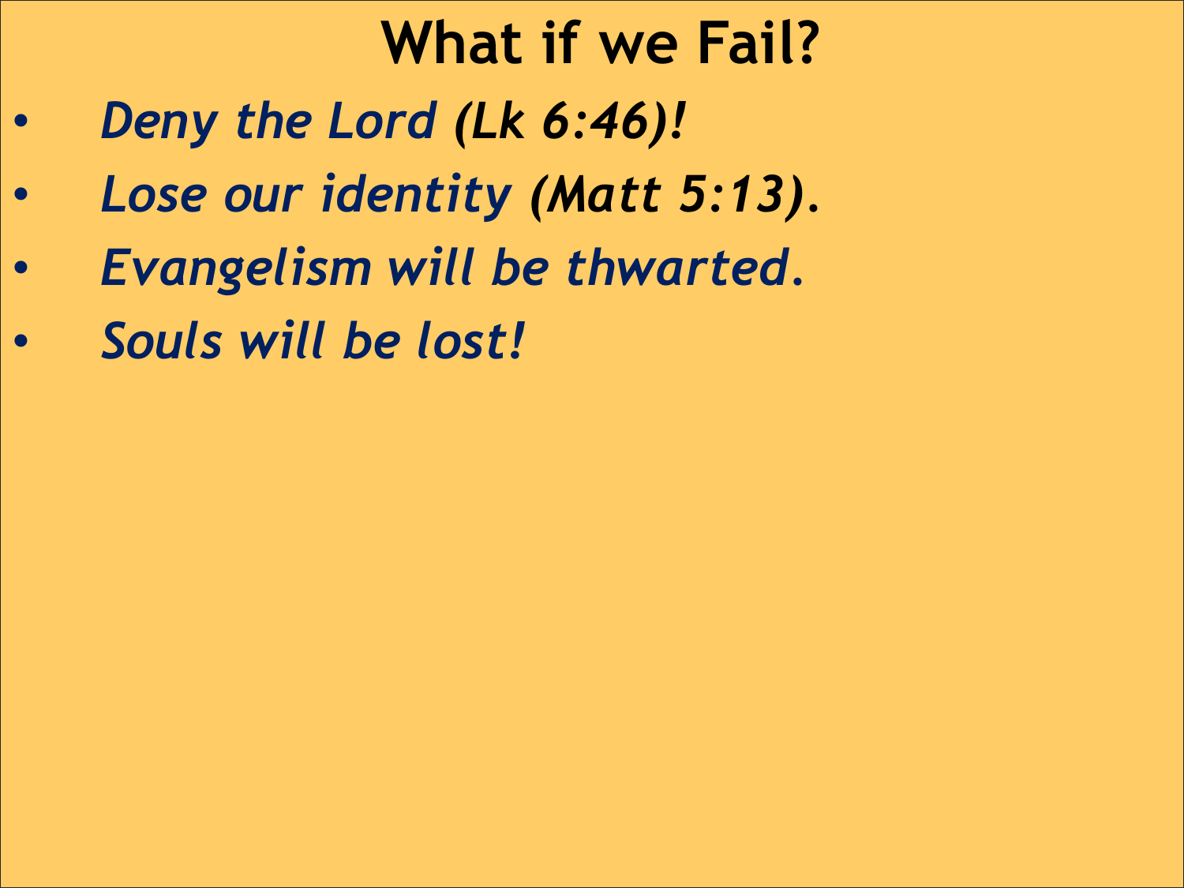# What if we Fail?

- *Deny the Lord **(Lk 6:46)!***
- *Lose our identity **(Matt 5:13)**.*
- *Evangelism will be thwarted.*
- *Souls will be lost!*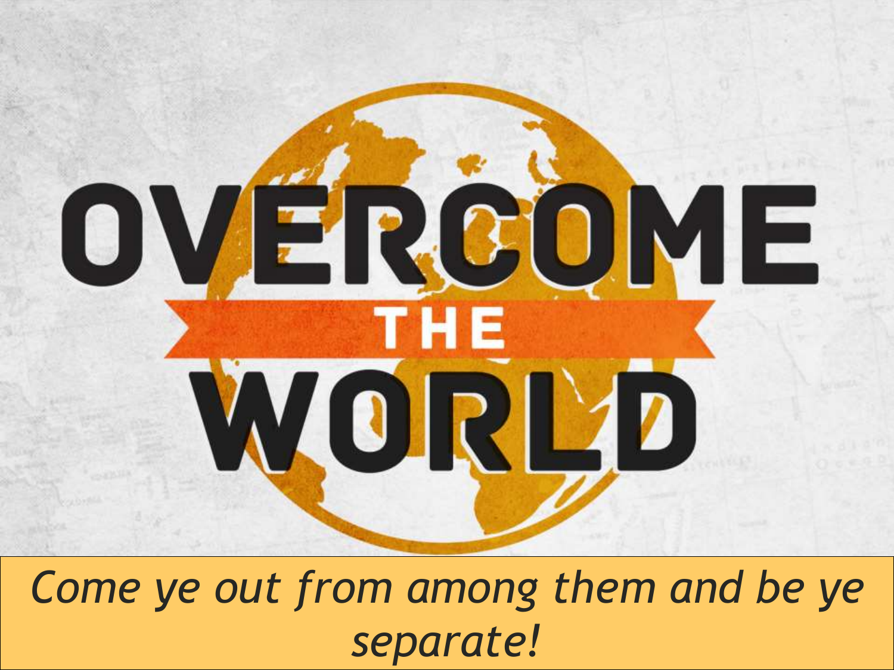# OVERCOME THE WORLD

*Come ye out from among them and be ye separate!*